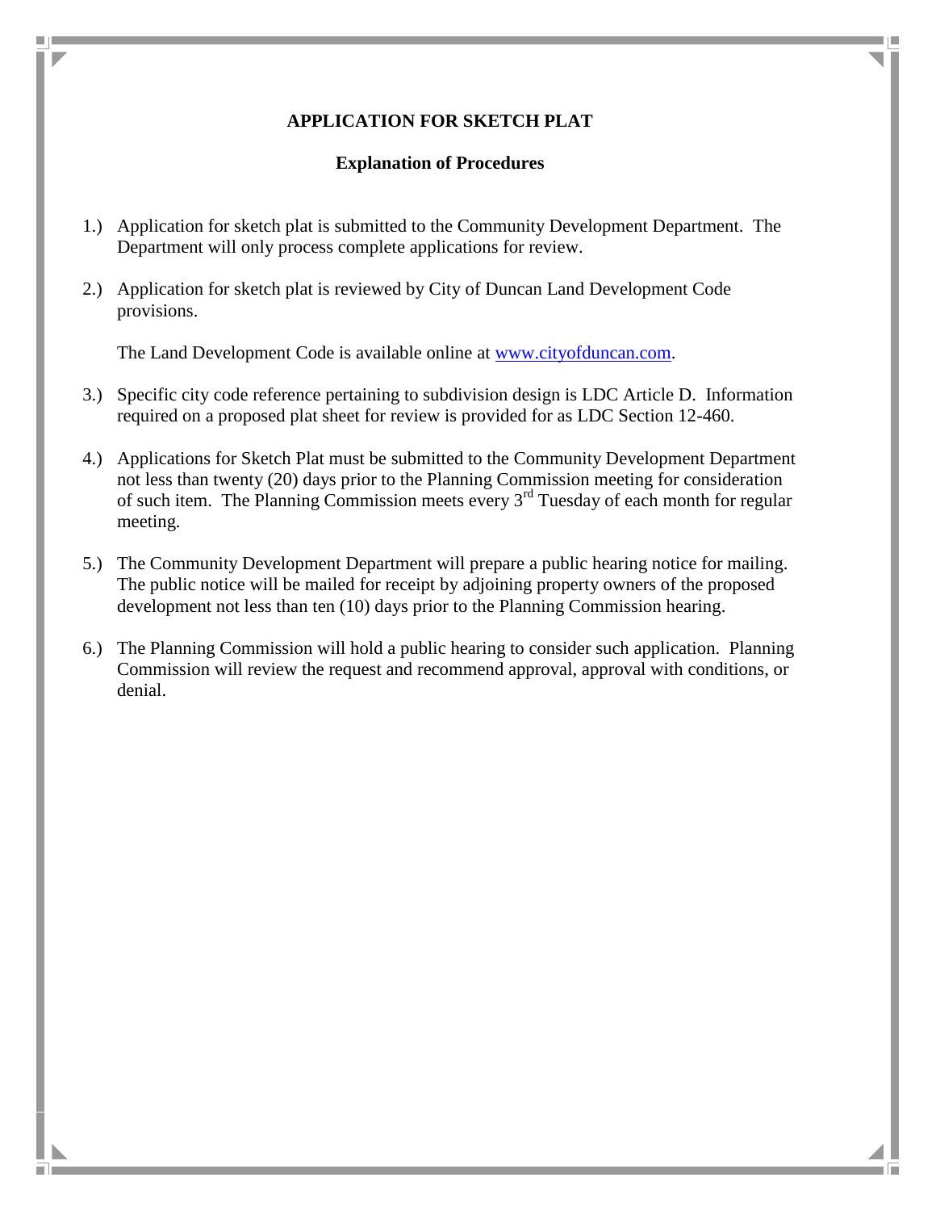# APPLICATION FOR SKETCH PLAT

## Explanation of Procedures

1.) Application for sketch plat is submitted to the Community Development Department. The Department will only process complete applications for review.

2.) Application for sketch plat is reviewed by City of Duncan Land Development Code provisions.

    The Land Development Code is available online at [www.cityofduncan.com](http://www.cityofduncan.com).

3.) Specific city code reference pertaining to subdivision design is LDC Article D. Information required on a proposed plat sheet for review is provided for as LDC Section 12-460.

4.) Applications for Sketch Plat must be submitted to the Community Development Department not less than twenty (20) days prior to the Planning Commission meeting for consideration of such item. The Planning Commission meets every 3rd Tuesday of each month for regular meeting.

5.) The Community Development Department will prepare a public hearing notice for mailing. The public notice will be mailed for receipt by adjoining property owners of the proposed development not less than ten (10) days prior to the Planning Commission hearing.

6.) The Planning Commission will hold a public hearing to consider such application. Planning Commission will review the request and recommend approval, approval with conditions, or denial.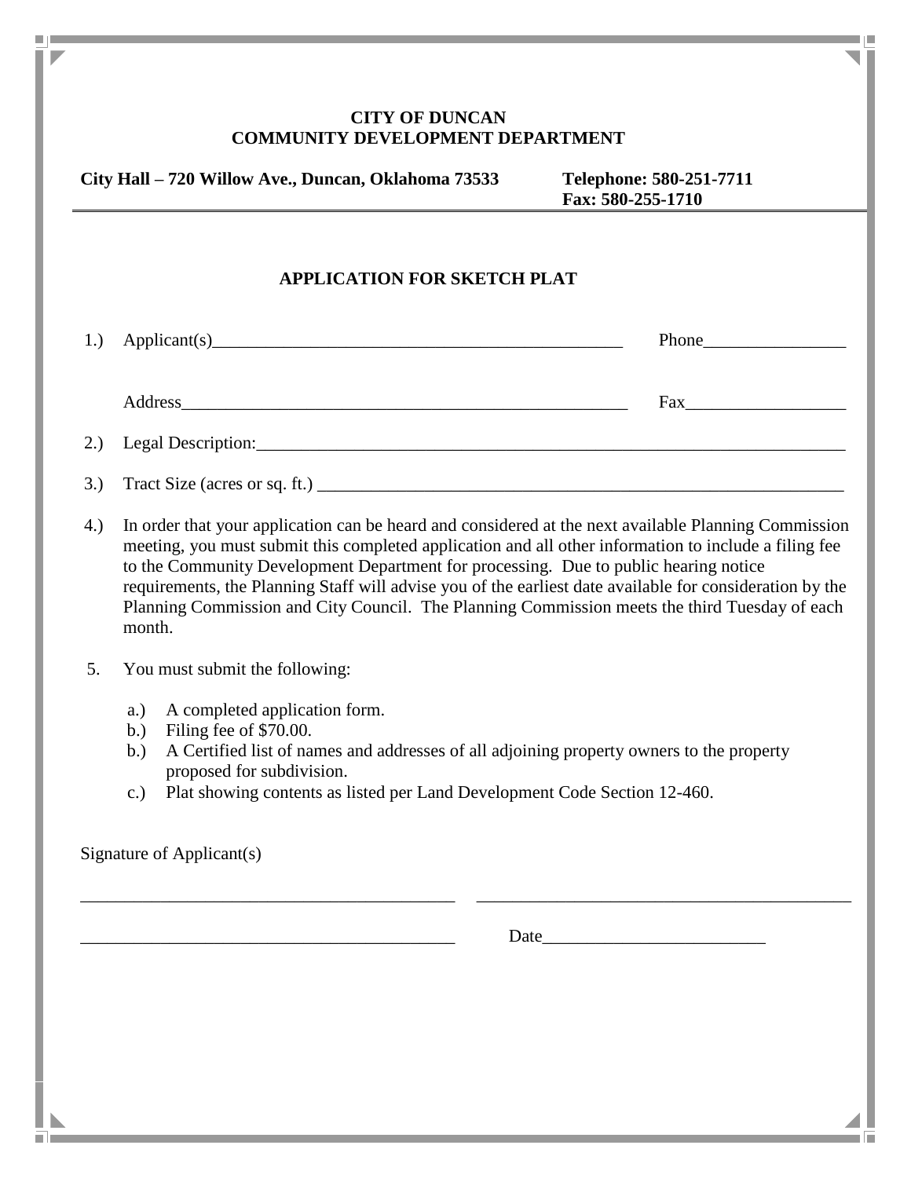**CITY OF DUNCAN**
**COMMUNITY DEVELOPMENT DEPARTMENT**

**City Hall – 720 Willow Ave., Duncan, Oklahoma 73533** **Telephone: 580-251-7711**
**Fax: 580-255-1710**

---

## APPLICATION FOR SKETCH PLAT

1.) Applicant(s)_______________________________________________ Phone________________

Address_____________________________________________________ Fax__________________

2.) Legal Description:______________________________________________________________________

3.) Tract Size (acres or sq. ft.) ____________________________________________________________

4.) In order that your application can be heard and considered at the next available Planning Commission meeting, you must submit this completed application and all other information to include a filing fee to the Community Development Department for processing. Due to public hearing notice requirements, the Planning Staff will advise you of the earliest date available for consideration by the Planning Commission and City Council. The Planning Commission meets the third Tuesday of each month.

5. You must submit the following:

   a.) A completed application form.
   b.) Filing fee of $70.00.
   b.) A Certified list of names and addresses of all adjoining property owners to the property proposed for subdivision.
   c.) Plat showing contents as listed per Land Development Code Section 12-460.

Signature of Applicant(s)

_____________________________________________ _____________________________________________

_____________________________________________ Date_________________________